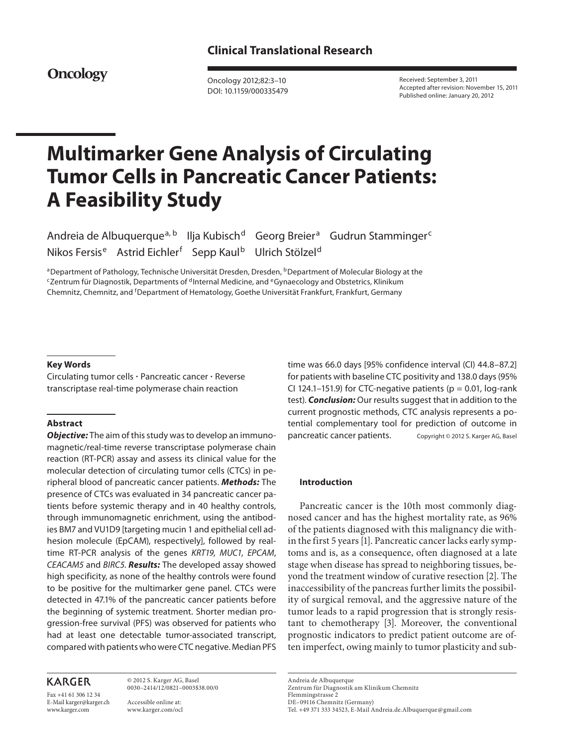**Clinical Translational Research**

Received: September 3, 2011
Accepted after revision: November 15, 2011
Published online: January 20, 2012

# Multimarker Gene Analysis of Circulating Tumor Cells in Pancreatic Cancer Patients: A Feasibility Study

Andreia de Albuquerque[a, b] Ilja Kubisch[d] Georg Breier[a] Gudrun Stamminger[c] Nikos Fersis[e] Astrid Eichler[f] Sepp Kaul[b] Ulrich Stölzel[d]

[a]Department of Pathology, Technische Universität Dresden, Dresden, [b]Department of Molecular Biology at the [c]Zentrum für Diagnostik, Departments of [d]Internal Medicine, and [e]Gynaecology and Obstetrics, Klinikum Chemnitz, Chemnitz, and [f]Department of Hematology, Goethe Universität Frankfurt, Frankfurt, Germany

### Key Words

Circulating tumor cells · Pancreatic cancer · Reverse transcriptase real-time polymerase chain reaction

### Abstract

***Objective:*** The aim of this study was to develop an immunomagnetic/real-time reverse transcriptase polymerase chain reaction (RT-PCR) assay and assess its clinical value for the molecular detection of circulating tumor cells (CTCs) in peripheral blood of pancreatic cancer patients. ***Methods:*** The presence of CTCs was evaluated in 34 pancreatic cancer patients before systemic therapy and in 40 healthy controls, through immunomagnetic enrichment, using the antibodies BM7 and VU1D9 [targeting mucin 1 and epithelial cell adhesion molecule (EpCAM), respectively], followed by real-time RT-PCR analysis of the genes *KRT19*, *MUC1*, *EPCAM*, *CEACAM5* and *BIRC5*. ***Results:*** The developed assay showed high specificity, as none of the healthy controls were found to be positive for the multimarker gene panel. CTCs were detected in 47.1% of the pancreatic cancer patients before the beginning of systemic treatment. Shorter median progression-free survival (PFS) was observed for patients who had at least one detectable tumor-associated transcript, compared with patients who were CTC negative. Median PFS time was 66.0 days [95% confidence interval (CI) 44.8–87.2] for patients with baseline CTC positivity and 138.0 days (95% CI 124.1–151.9) for CTC-negative patients ($p = 0.01$, log-rank test). ***Conclusion:*** Our results suggest that in addition to the current prognostic methods, CTC analysis represents a potential complementary tool for prediction of outcome in pancreatic cancer patients.

Copyright © 2012 S. Karger AG, Basel

## Introduction

Pancreatic cancer is the 10th most commonly diagnosed cancer and has the highest mortality rate, as 96% of the patients diagnosed with this malignancy die within the first 5 years [1]. Pancreatic cancer lacks early symptoms and is, as a consequence, often diagnosed at a late stage when disease has spread to neighboring tissues, beyond the treatment window of curative resection [2]. The inaccessibility of the pancreas further limits the possibility of surgical removal, and the aggressive nature of the tumor leads to a rapid progression that is strongly resistant to chemotherapy [3]. Moreover, the conventional prognostic indicators to predict patient outcome are often imperfect, owing mainly to tumor plasticity and sub-

© 2012 S. Karger AG, Basel
0030–2414/12/0821–0003$38.00/0

Accessible online at:
www.karger.com/ocl

Andreia de Albuquerque
Zentrum für Diagnostik am Klinikum Chemnitz
Flemmingstrasse 2
DE–09116 Chemnitz (Germany)
Tel. +49 371 333 34523, E-Mail Andreia.de.Albuquerque@gmail.com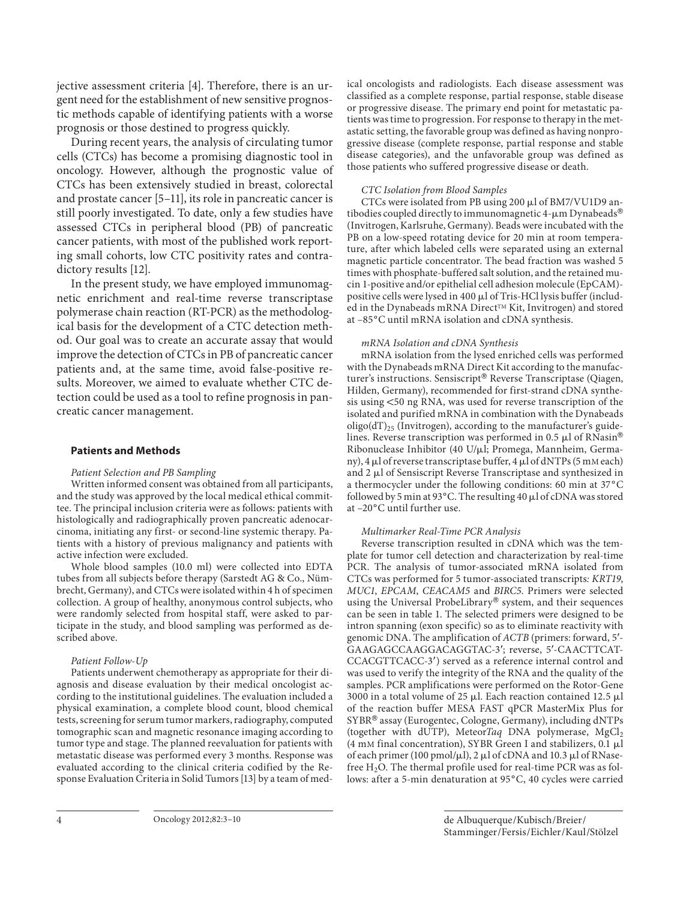jective assessment criteria [4]. Therefore, there is an urgent need for the establishment of new sensitive prognostic methods capable of identifying patients with a worse prognosis or those destined to progress quickly.

During recent years, the analysis of circulating tumor cells (CTCs) has become a promising diagnostic tool in oncology. However, although the prognostic value of CTCs has been extensively studied in breast, colorectal and prostate cancer [5–11], its role in pancreatic cancer is still poorly investigated. To date, only a few studies have assessed CTCs in peripheral blood (PB) of pancreatic cancer patients, with most of the published work reporting small cohorts, low CTC positivity rates and contradictory results [12].

In the present study, we have employed immunomagnetic enrichment and real-time reverse transcriptase polymerase chain reaction (RT-PCR) as the methodological basis for the development of a CTC detection method. Our goal was to create an accurate assay that would improve the detection of CTCs in PB of pancreatic cancer patients and, at the same time, avoid false-positive results. Moreover, we aimed to evaluate whether CTC detection could be used as a tool to refine prognosis in pancreatic cancer management.

## Patients and Methods

*Patient Selection and PB Sampling*

Written informed consent was obtained from all participants, and the study was approved by the local medical ethical committee. The principal inclusion criteria were as follows: patients with histologically and radiographically proven pancreatic adenocarcinoma, initiating any first- or second-line systemic therapy. Patients with a history of previous malignancy and patients with active infection were excluded.

Whole blood samples (10.0 ml) were collected into EDTA tubes from all subjects before therapy (Sarstedt AG & Co., Nümbrecht, Germany), and CTCs were isolated within 4 h of specimen collection. A group of healthy, anonymous control subjects, who were randomly selected from hospital staff, were asked to participate in the study, and blood sampling was performed as described above.

*Patient Follow-Up*

Patients underwent chemotherapy as appropriate for their diagnosis and disease evaluation by their medical oncologist according to the institutional guidelines. The evaluation included a physical examination, a complete blood count, blood chemical tests, screening for serum tumor markers, radiography, computed tomographic scan and magnetic resonance imaging according to tumor type and stage. The planned reevaluation for patients with metastatic disease was performed every 3 months. Response was evaluated according to the clinical criteria codified by the Response Evaluation Criteria in Solid Tumors [13] by a team of medical oncologists and radiologists. Each disease assessment was classified as a complete response, partial response, stable disease or progressive disease. The primary end point for metastatic patients was time to progression. For response to therapy in the metastatic setting, the favorable group was defined as having nonprogressive disease (complete response, partial response and stable disease categories), and the unfavorable group was defined as those patients who suffered progressive disease or death.

*CTC Isolation from Blood Samples*

CTCs were isolated from PB using 200 μl of BM7/VU1D9 antibodies coupled directly to immunomagnetic 4-μm Dynabeads® (Invitrogen, Karlsruhe, Germany). Beads were incubated with the PB on a low-speed rotating device for 20 min at room temperature, after which labeled cells were separated using an external magnetic particle concentrator. The bead fraction was washed 5 times with phosphate-buffered salt solution, and the retained mucin 1-positive and/or epithelial cell adhesion molecule (EpCAM)-positive cells were lysed in 400 μl of Tris-HCl lysis buffer (included in the Dynabeads mRNA Direct™ Kit, Invitrogen) and stored at –85°C until mRNA isolation and cDNA synthesis.

*mRNA Isolation and cDNA Synthesis*

mRNA isolation from the lysed enriched cells was performed with the Dynabeads mRNA Direct Kit according to the manufacturer's instructions. Sensiscript® Reverse Transcriptase (Qiagen, Hilden, Germany), recommended for first-strand cDNA synthesis using <50 ng RNA, was used for reverse transcription of the isolated and purified mRNA in combination with the Dynabeads oligo$(dT)_{25}$ (Invitrogen), according to the manufacturer's guidelines. Reverse transcription was performed in 0.5 μl of RNasin® Ribonuclease Inhibitor (40 U/μl; Promega, Mannheim, Germany), 4 μl of reverse transcriptase buffer, 4 μl of dNTPs (5 mM each) and 2 μl of Sensiscript Reverse Transcriptase and synthesized in a thermocycler under the following conditions: 60 min at 37°C followed by 5 min at 93°C. The resulting 40 μl of cDNA was stored at –20°C until further use.

*Multimarker Real-Time PCR Analysis*

Reverse transcription resulted in cDNA which was the template for tumor cell detection and characterization by real-time PCR. The analysis of tumor-associated mRNA isolated from CTCs was performed for 5 tumor-associated transcripts: *KRT19*, *MUC1*, *EPCAM*, *CEACAM5* and *BIRC5*. Primers were selected using the Universal ProbeLibrary® system, and their sequences can be seen in table 1. The selected primers were designed to be intron spanning (exon specific) so as to eliminate reactivity with genomic DNA. The amplification of *ACTB* (primers: forward, 5′-GAAGAGCCAAGGACAGGTAC-3′; reverse, 5′-CAACTTCATCCACGTTCACC-3′) served as a reference internal control and was used to verify the integrity of the RNA and the quality of the samples. PCR amplifications were performed on the Rotor-Gene 3000 in a total volume of 25 μl. Each reaction contained 12.5 μl of the reaction buffer MESA FAST qPCR MasterMix Plus for SYBR® assay (Eurogentec, Cologne, Germany), including dNTPs (together with dUTP), Meteor*Taq* DNA polymerase, $MgCl_2$ (4 mM final concentration), SYBR Green I and stabilizers, 0.1 μl of each primer (100 pmol/μl), 2 μl of cDNA and 10.3 μl of RNase-free $H_2O$. The thermal profile used for real-time PCR was as follows: after a 5-min denaturation at 95°C, 40 cycles were carried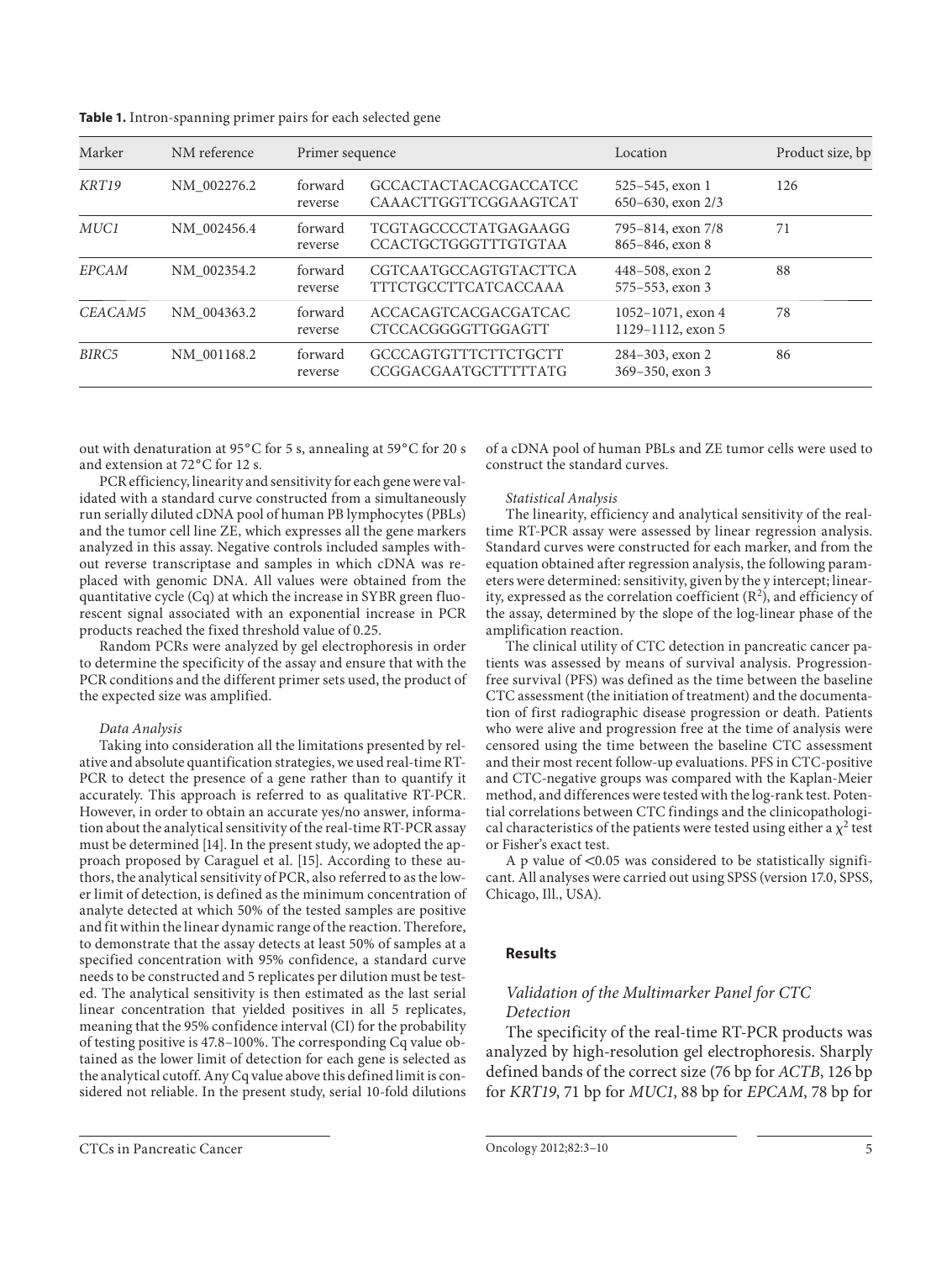**Table 1.** Intron-spanning primer pairs for each selected gene

| Marker | NM reference | Primer sequence | | Location | Product size, bp |
|---|---|---|---|---|---|
| *KRT19* | NM_002276.2 | forward<br>reverse | GCCACTACTACACGACCATCC<br>CAAACTTGGTTCGGAAGTCAT | 525–545, exon 1<br>650–630, exon 2/3 | 126 |
| *MUC1* | NM_002456.4 | forward<br>reverse | TCGTAGCCCCTATGAGAAGG<br>CCACTGCTGGGTTTGTGTAA | 795–814, exon 7/8<br>865–846, exon 8 | 71 |
| *EPCAM* | NM_002354.2 | forward<br>reverse | CGTCAATGCCAGTGTACTTCA<br>TTTCTGCCTTCATCACCAAA | 448–508, exon 2<br>575–553, exon 3 | 88 |
| *CEACAM5* | NM_004363.2 | forward<br>reverse | ACCACAGTCACGACGATCAC<br>CTCCACGGGGTTGGAGTT | 1052–1071, exon 4<br>1129–1112, exon 5 | 78 |
| *BIRC5* | NM_001168.2 | forward<br>reverse | GCCCAGTGTTTCTTCTGCTT<br>CCGGACGAATGCTTTTTATG | 284–303, exon 2<br>369–350, exon 3 | 86 |

out with denaturation at 95°C for 5 s, annealing at 59°C for 20 s and extension at 72°C for 12 s.

PCR efficiency, linearity and sensitivity for each gene were validated with a standard curve constructed from a simultaneously run serially diluted cDNA pool of human PB lymphocytes (PBLs) and the tumor cell line ZE, which expresses all the gene markers analyzed in this assay. Negative controls included samples without reverse transcriptase and samples in which cDNA was replaced with genomic DNA. All values were obtained from the quantitative cycle (Cq) at which the increase in SYBR green fluorescent signal associated with an exponential increase in PCR products reached the fixed threshold value of 0.25.

Random PCRs were analyzed by gel electrophoresis in order to determine the specificity of the assay and ensure that with the PCR conditions and the different primer sets used, the product of the expected size was amplified.

*Data Analysis*

Taking into consideration all the limitations presented by relative and absolute quantification strategies, we used real-time RT-PCR to detect the presence of a gene rather than to quantify it accurately. This approach is referred to as qualitative RT-PCR. However, in order to obtain an accurate yes/no answer, information about the analytical sensitivity of the real-time RT-PCR assay must be determined [14]. In the present study, we adopted the approach proposed by Caraguel et al. [15]. According to these authors, the analytical sensitivity of PCR, also referred to as the lower limit of detection, is defined as the minimum concentration of analyte detected at which 50% of the tested samples are positive and fit within the linear dynamic range of the reaction. Therefore, to demonstrate that the assay detects at least 50% of samples at a specified concentration with 95% confidence, a standard curve needs to be constructed and 5 replicates per dilution must be tested. The analytical sensitivity is then estimated as the last serial linear concentration that yielded positives in all 5 replicates, meaning that the 95% confidence interval (CI) for the probability of testing positive is 47.8–100%. The corresponding Cq value obtained as the lower limit of detection for each gene is selected as the analytical cutoff. Any Cq value above this defined limit is considered not reliable. In the present study, serial 10-fold dilutions of a cDNA pool of human PBLs and ZE tumor cells were used to construct the standard curves.

*Statistical Analysis*

The linearity, efficiency and analytical sensitivity of the real-time RT-PCR assay were assessed by linear regression analysis. Standard curves were constructed for each marker, and from the equation obtained after regression analysis, the following parameters were determined: sensitivity, given by the y intercept; linearity, expressed as the correlation coefficient ($R^2$), and efficiency of the assay, determined by the slope of the log-linear phase of the amplification reaction.

The clinical utility of CTC detection in pancreatic cancer patients was assessed by means of survival analysis. Progression-free survival (PFS) was defined as the time between the baseline CTC assessment (the initiation of treatment) and the documentation of first radiographic disease progression or death. Patients who were alive and progression free at the time of analysis were censored using the time between the baseline CTC assessment and their most recent follow-up evaluations. PFS in CTC-positive and CTC-negative groups was compared with the Kaplan-Meier method, and differences were tested with the log-rank test. Potential correlations between CTC findings and the clinicopathological characteristics of the patients were tested using either a $\chi^2$ test or Fisher's exact test.

A p value of $<0.05$ was considered to be statistically significant. All analyses were carried out using SPSS (version 17.0, SPSS, Chicago, Ill., USA).

## Results

### *Validation of the Multimarker Panel for CTC Detection*

The specificity of the real-time RT-PCR products was analyzed by high-resolution gel electrophoresis. Sharply defined bands of the correct size (76 bp for *ACTB*, 126 bp for *KRT19*, 71 bp for *MUC1*, 88 bp for *EPCAM*, 78 bp for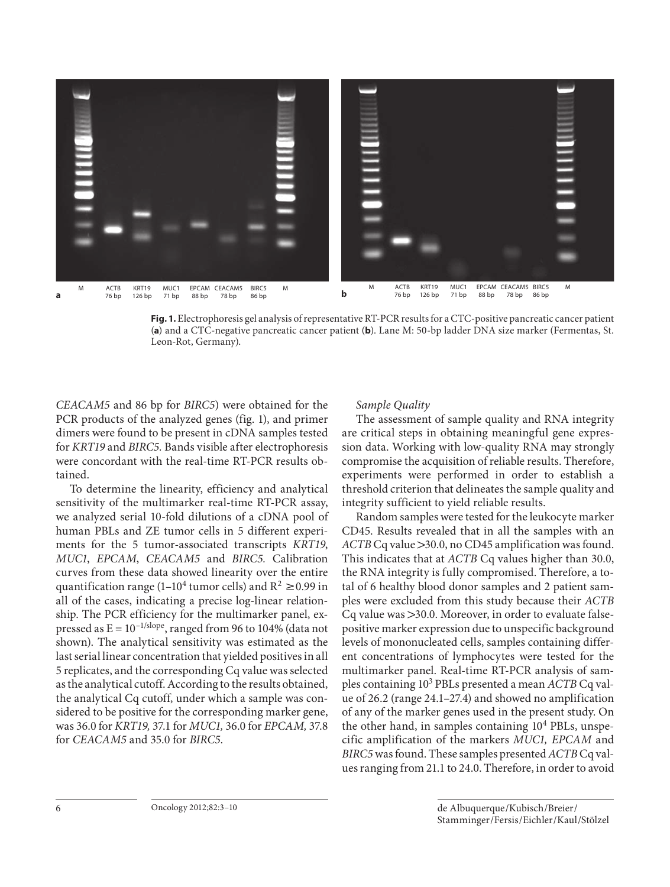**Fig. 1.** Electrophoresis gel analysis of representative RT-PCR results for a CTC-positive pancreatic cancer patient (**a**) and a CTC-negative pancreatic cancer patient (**b**). Lane M: 50-bp ladder DNA size marker (Fermentas, St. Leon-Rot, Germany).

*CEACAM5* and 86 bp for *BIRC5*) were obtained for the PCR products of the analyzed genes (fig. 1), and primer dimers were found to be present in cDNA samples tested for *KRT19* and *BIRC5.* Bands visible after electrophoresis were concordant with the real-time RT-PCR results obtained.

To determine the linearity, efficiency and analytical sensitivity of the multimarker real-time RT-PCR assay, we analyzed serial 10-fold dilutions of a cDNA pool of human PBLs and ZE tumor cells in 5 different experiments for the 5 tumor-associated transcripts *KRT19*, *MUC1*, *EPCAM*, *CEACAM5* and *BIRC5.* Calibration curves from these data showed linearity over the entire quantification range (1–$10^4$ tumor cells) and $R^2 \geq 0.99$ in all of the cases, indicating a precise log-linear relationship. The PCR efficiency for the multimarker panel, expressed as $E = 10^{-1/\text{slope}}$, ranged from 96 to 104% (data not shown). The analytical sensitivity was estimated as the last serial linear concentration that yielded positives in all 5 replicates, and the corresponding Cq value was selected as the analytical cutoff. According to the results obtained, the analytical Cq cutoff, under which a sample was considered to be positive for the corresponding marker gene, was 36.0 for *KRT19,* 37.1 for *MUC1,* 36.0 for *EPCAM,* 37.8 for *CEACAM5* and 35.0 for *BIRC5*.

*Sample Quality*

The assessment of sample quality and RNA integrity are critical steps in obtaining meaningful gene expression data. Working with low-quality RNA may strongly compromise the acquisition of reliable results. Therefore, experiments were performed in order to establish a threshold criterion that delineates the sample quality and integrity sufficient to yield reliable results.

Random samples were tested for the leukocyte marker CD45. Results revealed that in all the samples with an *ACTB* Cq value >30.0, no CD45 amplification was found. This indicates that at *ACTB* Cq values higher than 30.0, the RNA integrity is fully compromised. Therefore, a total of 6 healthy blood donor samples and 2 patient samples were excluded from this study because their *ACTB* Cq value was >30.0. Moreover, in order to evaluate false-positive marker expression due to unspecific background levels of mononucleated cells, samples containing different concentrations of lymphocytes were tested for the multimarker panel. Real-time RT-PCR analysis of samples containing $10^3$ PBLs presented a mean *ACTB* Cq value of 26.2 (range 24.1–27.4) and showed no amplification of any of the marker genes used in the present study. On the other hand, in samples containing $10^4$ PBLs, unspecific amplification of the markers *MUC1, EPCAM* and *BIRC5* was found. These samples presented *ACTB* Cq values ranging from 21.1 to 24.0. Therefore, in order to avoid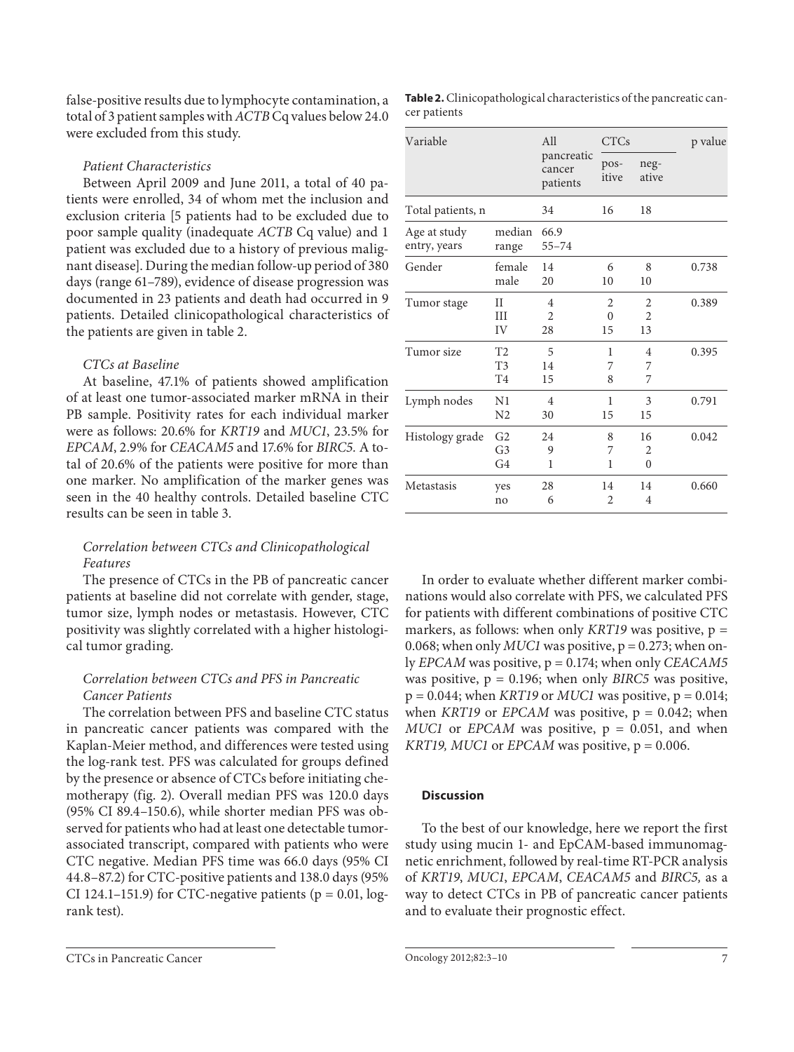false-positive results due to lymphocyte contamination, a total of 3 patient samples with *ACTB* Cq values below 24.0 were excluded from this study.

### *Patient Characteristics*

Between April 2009 and June 2011, a total of 40 patients were enrolled, 34 of whom met the inclusion and exclusion criteria [5 patients had to be excluded due to poor sample quality (inadequate *ACTB* Cq value) and 1 patient was excluded due to a history of previous malignant disease]. During the median follow-up period of 380 days (range 61–789), evidence of disease progression was documented in 23 patients and death had occurred in 9 patients. Detailed clinicopathological characteristics of the patients are given in table 2.

### *CTCs at Baseline*

At baseline, 47.1% of patients showed amplification of at least one tumor-associated marker mRNA in their PB sample. Positivity rates for each individual marker were as follows: 20.6% for *KRT19* and *MUC1*, 23.5% for *EPCAM*, 2.9% for *CEACAM5* and 17.6% for *BIRC5*. A total of 20.6% of the patients were positive for more than one marker. No amplification of the marker genes was seen in the 40 healthy controls. Detailed baseline CTC results can be seen in table 3.

### *Correlation between CTCs and Clinicopathological Features*

The presence of CTCs in the PB of pancreatic cancer patients at baseline did not correlate with gender, stage, tumor size, lymph nodes or metastasis. However, CTC positivity was slightly correlated with a higher histological tumor grading.

### *Correlation between CTCs and PFS in Pancreatic Cancer Patients*

The correlation between PFS and baseline CTC status in pancreatic cancer patients was compared with the Kaplan-Meier method, and differences were tested using the log-rank test. PFS was calculated for groups defined by the presence or absence of CTCs before initiating chemotherapy (fig. 2). Overall median PFS was 120.0 days (95% CI 89.4–150.6), while shorter median PFS was observed for patients who had at least one detectable tumor-associated transcript, compared with patients who were CTC negative. Median PFS time was 66.0 days (95% CI 44.8–87.2) for CTC-positive patients and 138.0 days (95% CI 124.1–151.9) for CTC-negative patients ($p = 0.01$, log-rank test).

**Table 2.** Clinicopathological characteristics of the pancreatic cancer patients

| Variable | | All pancreatic cancer patients | CTCs | | p value |
|---|---|---|---|---|---|
| | | | positive | negative | |
| Total patients, n | | 34 | 16 | 18 | |
| Age at study entry, years | median | 66.9 | | | |
| | range | 55–74 | | | |
| Gender | female | 14 | 6 | 8 | 0.738 |
| | male | 20 | 10 | 10 | |
| Tumor stage | II | 4 | 2 | 2 | 0.389 |
| | III | 2 | 0 | 2 | |
| | IV | 28 | 15 | 13 | |
| Tumor size | T2 | 5 | 1 | 4 | 0.395 |
| | T3 | 14 | 7 | 7 | |
| | T4 | 15 | 8 | 7 | |
| Lymph nodes | N1 | 4 | 1 | 3 | 0.791 |
| | N2 | 30 | 15 | 15 | |
| Histology grade | G2 | 24 | 8 | 16 | 0.042 |
| | G3 | 9 | 7 | 2 | |
| | G4 | 1 | 1 | 0 | |
| Metastasis | yes | 28 | 14 | 14 | 0.660 |
| | no | 6 | 2 | 4 | |

In order to evaluate whether different marker combinations would also correlate with PFS, we calculated PFS for patients with different combinations of positive CTC markers, as follows: when only *KRT19* was positive, $p = 0.068$; when only *MUC1* was positive, $p = 0.273$; when only *EPCAM* was positive, $p = 0.174$; when only *CEACAM5* was positive, $p = 0.196$; when only *BIRC5* was positive, $p = 0.044$; when *KRT19* or *MUC1* was positive, $p = 0.014$; when *KRT19* or *EPCAM* was positive, $p = 0.042$; when *MUC1* or *EPCAM* was positive, $p = 0.051$, and when *KRT19, MUC1* or *EPCAM* was positive, $p = 0.006$.

## Discussion

To the best of our knowledge, here we report the first study using mucin 1- and EpCAM-based immunomagnetic enrichment, followed by real-time RT-PCR analysis of *KRT19*, *MUC1*, *EPCAM*, *CEACAM5* and *BIRC5,* as a way to detect CTCs in PB of pancreatic cancer patients and to evaluate their prognostic effect.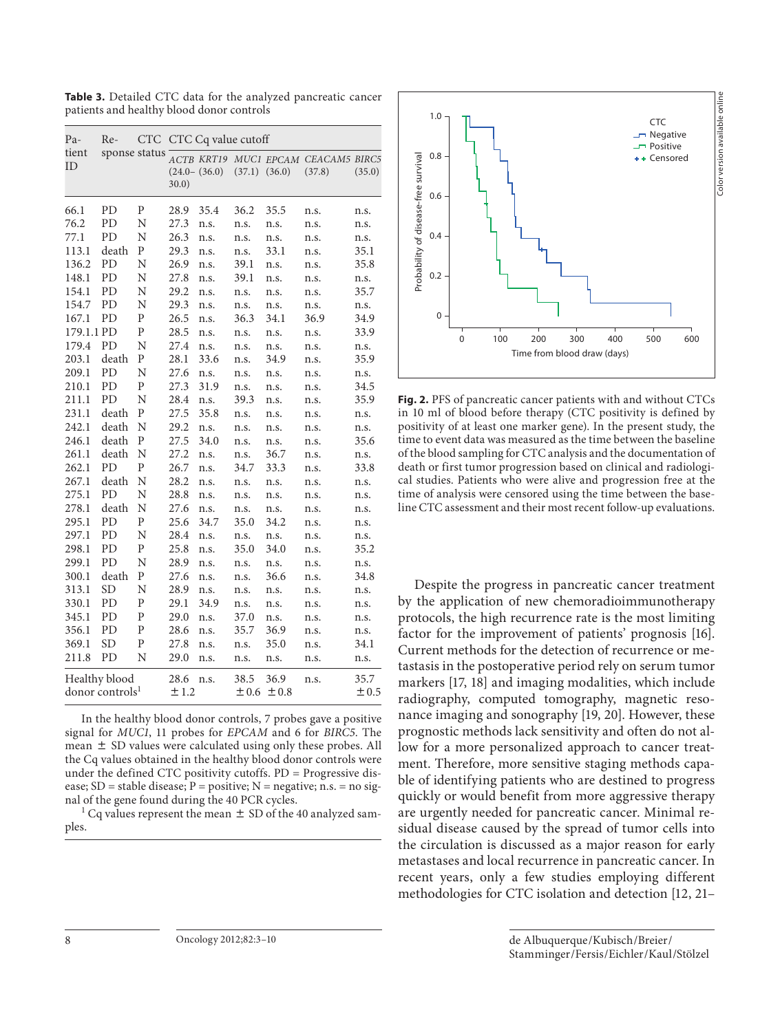**Table 3.** Detailed CTC data for the analyzed pancreatic cancer patients and healthy blood donor controls

| Patient ID | Response | CTC status | CTC Cq value cutoff | | | | | |
|---|---|---|---|---|---|---|---|---|
| | | | *ACTB* (24.0–30.0) | *KRT19* (36.0) | *MUC1* (37.1) | *EPCAM* (36.0) | *CEACAM5* (37.8) | *BIRC5* (35.0) |
| 66.1 | PD | P | 28.9 | 35.4 | 36.2 | 35.5 | n.s. | n.s. |
| 76.2 | PD | N | 27.3 | n.s. | n.s. | n.s. | n.s. | n.s. |
| 77.1 | PD | N | 26.3 | n.s. | n.s. | n.s. | n.s. | n.s. |
| 113.1 | death | P | 29.3 | n.s. | n.s. | 33.1 | n.s. | 35.1 |
| 136.2 | PD | N | 26.9 | n.s. | 39.1 | n.s. | n.s. | 35.8 |
| 148.1 | PD | N | 27.8 | n.s. | 39.1 | n.s. | n.s. | n.s. |
| 154.1 | PD | N | 29.2 | n.s. | n.s. | n.s. | n.s. | 35.7 |
| 154.7 | PD | N | 29.3 | n.s. | n.s. | n.s. | n.s. | n.s. |
| 167.1 | PD | P | 26.5 | n.s. | 36.3 | 34.1 | 36.9 | 34.9 |
| 179.1.1 | PD | P | 28.5 | n.s. | n.s. | n.s. | n.s. | 33.9 |
| 179.4 | PD | N | 27.4 | n.s. | n.s. | n.s. | n.s. | n.s. |
| 203.1 | death | P | 28.1 | 33.6 | n.s. | 34.9 | n.s. | 35.9 |
| 209.1 | PD | N | 27.6 | n.s. | n.s. | n.s. | n.s. | n.s. |
| 210.1 | PD | P | 27.3 | 31.9 | n.s. | n.s. | n.s. | 34.5 |
| 211.1 | PD | N | 28.4 | n.s. | 39.3 | n.s. | n.s. | 35.9 |
| 231.1 | death | P | 27.5 | 35.8 | n.s. | n.s. | n.s. | n.s. |
| 242.1 | death | N | 29.2 | n.s. | n.s. | n.s. | n.s. | n.s. |
| 246.1 | death | P | 27.5 | 34.0 | n.s. | n.s. | n.s. | 35.6 |
| 261.1 | death | N | 27.2 | n.s. | n.s. | 36.7 | n.s. | n.s. |
| 262.1 | PD | P | 26.7 | n.s. | 34.7 | 33.3 | n.s. | 33.8 |
| 267.1 | death | N | 28.2 | n.s. | n.s. | n.s. | n.s. | n.s. |
| 275.1 | PD | N | 28.8 | n.s. | n.s. | n.s. | n.s. | n.s. |
| 278.1 | death | N | 27.6 | n.s. | n.s. | n.s. | n.s. | n.s. |
| 295.1 | PD | P | 25.6 | 34.7 | 35.0 | 34.2 | n.s. | n.s. |
| 297.1 | PD | N | 28.4 | n.s. | n.s. | n.s. | n.s. | n.s. |
| 298.1 | PD | P | 25.8 | n.s. | 35.0 | 34.0 | n.s. | 35.2 |
| 299.1 | PD | N | 28.9 | n.s. | n.s. | n.s. | n.s. | n.s. |
| 300.1 | death | P | 27.6 | n.s. | n.s. | 36.6 | n.s. | 34.8 |
| 313.1 | SD | N | 28.9 | n.s. | n.s. | n.s. | n.s. | n.s. |
| 330.1 | PD | P | 29.1 | 34.9 | n.s. | n.s. | n.s. | n.s. |
| 345.1 | PD | P | 29.0 | n.s. | 37.0 | n.s. | n.s. | n.s. |
| 356.1 | PD | P | 28.6 | n.s. | 35.7 | 36.9 | n.s. | n.s. |
| 369.1 | SD | P | 27.8 | n.s. | n.s. | 35.0 | n.s. | 34.1 |
| 211.8 | PD | N | 29.0 | n.s. | n.s. | n.s. | n.s. | n.s. |
| Healthy blood donor controls[1] | | | 28.6 ± 1.2 | n.s. | 38.5 ± 0.6 | 36.9 ± 0.8 | n.s. | 35.7 ± 0.5 |

In the healthy blood donor controls, 7 probes gave a positive signal for *MUC1*, 11 probes for *EPCAM* and 6 for *BIRC5*. The mean ± SD values were calculated using only these probes. All the Cq values obtained in the healthy blood donor controls were under the defined CTC positivity cutoffs. PD = Progressive disease; SD = stable disease; P = positive; N = negative; n.s. = no signal of the gene found during the 40 PCR cycles.

[1] Cq values represent the mean ± SD of the 40 analyzed samples.

**Fig. 2.** PFS of pancreatic cancer patients with and without CTCs in 10 ml of blood before therapy (CTC positivity is defined by positivity of at least one marker gene). In the present study, the time to event data was measured as the time between the baseline of the blood sampling for CTC analysis and the documentation of death or first tumor progression based on clinical and radiological studies. Patients who were alive and progression free at the time of analysis were censored using the time between the baseline CTC assessment and their most recent follow-up evaluations.

Despite the progress in pancreatic cancer treatment by the application of new chemoradioimmunotherapy protocols, the high recurrence rate is the most limiting factor for the improvement of patients' prognosis [16]. Current methods for the detection of recurrence or metastasis in the postoperative period rely on serum tumor markers [17, 18] and imaging modalities, which include radiography, computed tomography, magnetic resonance imaging and sonography [19, 20]. However, these prognostic methods lack sensitivity and often do not allow for a more personalized approach to cancer treatment. Therefore, more sensitive staging methods capable of identifying patients who are destined to progress quickly or would benefit from more aggressive therapy are urgently needed for pancreatic cancer. Minimal residual disease caused by the spread of tumor cells into the circulation is discussed as a major reason for early metastases and local recurrence in pancreatic cancer. In recent years, only a few studies employing different methodologies for CTC isolation and detection [12, 21–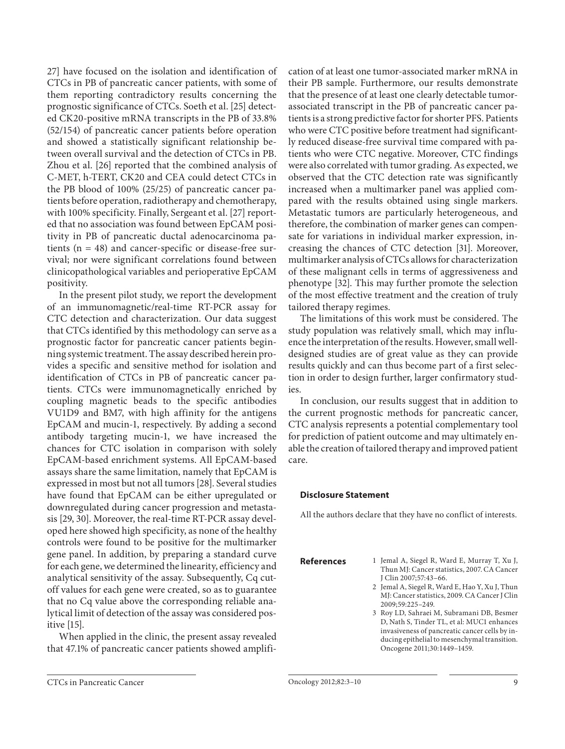27] have focused on the isolation and identification of CTCs in PB of pancreatic cancer patients, with some of them reporting contradictory results concerning the prognostic significance of CTCs. Soeth et al. [25] detected CK20-positive mRNA transcripts in the PB of 33.8% (52/154) of pancreatic cancer patients before operation and showed a statistically significant relationship between overall survival and the detection of CTCs in PB. Zhou et al. [26] reported that the combined analysis of C-MET, h-TERT, CK20 and CEA could detect CTCs in the PB blood of 100% (25/25) of pancreatic cancer patients before operation, radiotherapy and chemotherapy, with 100% specificity. Finally, Sergeant et al. [27] reported that no association was found between EpCAM positivity in PB of pancreatic ductal adenocarcinoma patients (n = 48) and cancer-specific or disease-free survival; nor were significant correlations found between clinicopathological variables and perioperative EpCAM positivity.

In the present pilot study, we report the development of an immunomagnetic/real-time RT-PCR assay for CTC detection and characterization. Our data suggest that CTCs identified by this methodology can serve as a prognostic factor for pancreatic cancer patients beginning systemic treatment. The assay described herein provides a specific and sensitive method for isolation and identification of CTCs in PB of pancreatic cancer patients. CTCs were immunomagnetically enriched by coupling magnetic beads to the specific antibodies VU1D9 and BM7, with high affinity for the antigens EpCAM and mucin-1, respectively. By adding a second antibody targeting mucin-1, we have increased the chances for CTC isolation in comparison with solely EpCAM-based enrichment systems. All EpCAM-based assays share the same limitation, namely that EpCAM is expressed in most but not all tumors [28]. Several studies have found that EpCAM can be either upregulated or downregulated during cancer progression and metastasis [29, 30]. Moreover, the real-time RT-PCR assay developed here showed high specificity, as none of the healthy controls were found to be positive for the multimarker gene panel. In addition, by preparing a standard curve for each gene, we determined the linearity, efficiency and analytical sensitivity of the assay. Subsequently, Cq cutoff values for each gene were created, so as to guarantee that no Cq value above the corresponding reliable analytical limit of detection of the assay was considered positive [15].

When applied in the clinic, the present assay revealed that 47.1% of pancreatic cancer patients showed amplification of at least one tumor-associated marker mRNA in their PB sample. Furthermore, our results demonstrate that the presence of at least one clearly detectable tumor-associated transcript in the PB of pancreatic cancer patients is a strong predictive factor for shorter PFS. Patients who were CTC positive before treatment had significantly reduced disease-free survival time compared with patients who were CTC negative. Moreover, CTC findings were also correlated with tumor grading. As expected, we observed that the CTC detection rate was significantly increased when a multimarker panel was applied compared with the results obtained using single markers. Metastatic tumors are particularly heterogeneous, and therefore, the combination of marker genes can compensate for variations in individual marker expression, increasing the chances of CTC detection [31]. Moreover, multimarker analysis of CTCs allows for characterization of these malignant cells in terms of aggressiveness and phenotype [32]. This may further promote the selection of the most effective treatment and the creation of truly tailored therapy regimes.

The limitations of this work must be considered. The study population was relatively small, which may influence the interpretation of the results. However, small well-designed studies are of great value as they can provide results quickly and can thus become part of a first selection in order to design further, larger confirmatory studies.

In conclusion, our results suggest that in addition to the current prognostic methods for pancreatic cancer, CTC analysis represents a potential complementary tool for prediction of patient outcome and may ultimately enable the creation of tailored therapy and improved patient care.

## Disclosure Statement

All the authors declare that they have no conflict of interests.

## References

1. Jemal A, Siegel R, Ward E, Murray T, Xu J, Thun MJ: Cancer statistics, 2007. CA Cancer J Clin 2007;57:43–66.
2. Jemal A, Siegel R, Ward E, Hao Y, Xu J, Thun MJ: Cancer statistics, 2009. CA Cancer J Clin 2009;59:225–249.
3. Roy LD, Sahraei M, Subramani DB, Besmer D, Nath S, Tinder TL, et al: MUC1 enhances invasiveness of pancreatic cancer cells by inducing epithelial to mesenchymal transition. Oncogene 2011;30:1449–1459.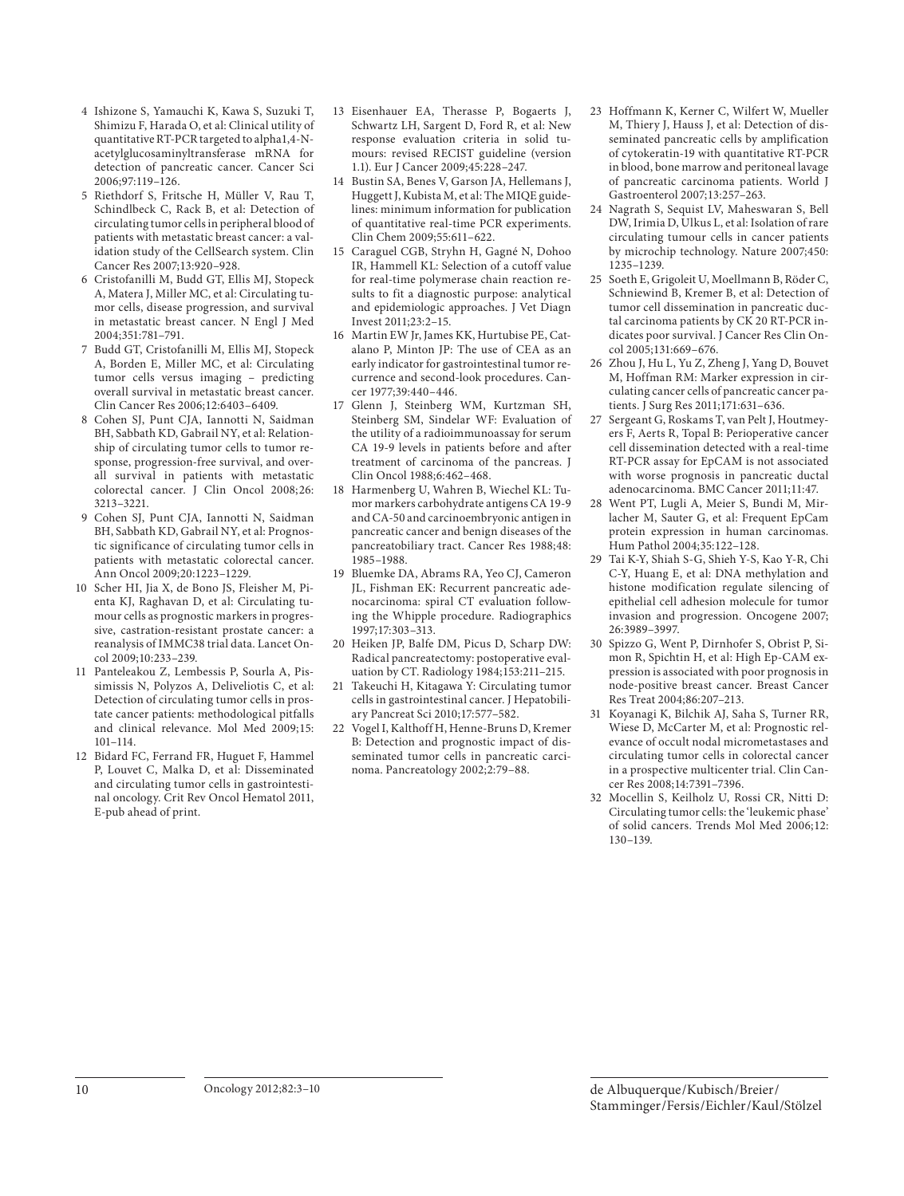4 Ishizone S, Yamauchi K, Kawa S, Suzuki T, Shimizu F, Harada O, et al: Clinical utility of quantitative RT-PCR targeted to alpha1,4-N-acetylglucosaminyltransferase mRNA for detection of pancreatic cancer. Cancer Sci 2006;97:119–126.

5 Riethdorf S, Fritsche H, Müller V, Rau T, Schindlbeck C, Rack B, et al: Detection of circulating tumor cells in peripheral blood of patients with metastatic breast cancer: a validation study of the CellSearch system. Clin Cancer Res 2007;13:920–928.

6 Cristofanilli M, Budd GT, Ellis MJ, Stopeck A, Matera J, Miller MC, et al: Circulating tumor cells, disease progression, and survival in metastatic breast cancer. N Engl J Med 2004;351:781–791.

7 Budd GT, Cristofanilli M, Ellis MJ, Stopeck A, Borden E, Miller MC, et al: Circulating tumor cells versus imaging – predicting overall survival in metastatic breast cancer. Clin Cancer Res 2006;12:6403–6409.

8 Cohen SJ, Punt CJA, Iannotti N, Saidman BH, Sabbath KD, Gabrail NY, et al: Relationship of circulating tumor cells to tumor response, progression-free survival, and overall survival in patients with metastatic colorectal cancer. J Clin Oncol 2008;26: 3213–3221.

9 Cohen SJ, Punt CJA, Iannotti N, Saidman BH, Sabbath KD, Gabrail NY, et al: Prognostic significance of circulating tumor cells in patients with metastatic colorectal cancer. Ann Oncol 2009;20:1223–1229.

10 Scher HI, Jia X, de Bono JS, Fleisher M, Pienta KJ, Raghavan D, et al: Circulating tumour cells as prognostic markers in progressive, castration-resistant prostate cancer: a reanalysis of IMMC38 trial data. Lancet Oncol 2009;10:233–239.

11 Panteleakou Z, Lembessis P, Sourla A, Pissimissis N, Polyzos A, Deliveliotis C, et al: Detection of circulating tumor cells in prostate cancer patients: methodological pitfalls and clinical relevance. Mol Med 2009;15: 101–114.

12 Bidard FC, Ferrand FR, Huguet F, Hammel P, Louvet C, Malka D, et al: Disseminated and circulating tumor cells in gastrointestinal oncology. Crit Rev Oncol Hematol 2011, E-pub ahead of print.

13 Eisenhauer EA, Therasse P, Bogaerts J, Schwartz LH, Sargent D, Ford R, et al: New response evaluation criteria in solid tumours: revised RECIST guideline (version 1.1). Eur J Cancer 2009;45:228–247.

14 Bustin SA, Benes V, Garson JA, Hellemans J, Huggett J, Kubista M, et al: The MIQE guidelines: minimum information for publication of quantitative real-time PCR experiments. Clin Chem 2009;55:611–622.

15 Caraguel CGB, Stryhn H, Gagné N, Dohoo IR, Hammell KL: Selection of a cutoff value for real-time polymerase chain reaction results to fit a diagnostic purpose: analytical and epidemiologic approaches. J Vet Diagn Invest 2011;23:2–15.

16 Martin EW Jr, James KK, Hurtubise PE, Catalano P, Minton JP: The use of CEA as an early indicator for gastrointestinal tumor recurrence and second-look procedures. Cancer 1977;39:440–446.

17 Glenn J, Steinberg WM, Kurtzman SH, Steinberg SM, Sindelar WF: Evaluation of the utility of a radioimmunoassay for serum CA 19-9 levels in patients before and after treatment of carcinoma of the pancreas. J Clin Oncol 1988;6:462–468.

18 Harmenberg U, Wahren B, Wiechel KL: Tumor markers carbohydrate antigens CA 19-9 and CA-50 and carcinoembryonic antigen in pancreatic cancer and benign diseases of the pancreatobiliary tract. Cancer Res 1988;48: 1985–1988.

19 Bluemke DA, Abrams RA, Yeo CJ, Cameron JL, Fishman EK: Recurrent pancreatic adenocarcinoma: spiral CT evaluation following the Whipple procedure. Radiographics 1997;17:303–313.

20 Heiken JP, Balfe DM, Picus D, Scharp DW: Radical pancreatectomy: postoperative evaluation by CT. Radiology 1984;153:211–215.

21 Takeuchi H, Kitagawa Y: Circulating tumor cells in gastrointestinal cancer. J Hepatobiliary Pancreat Sci 2010;17:577–582.

22 Vogel I, Kalthoff H, Henne-Bruns D, Kremer B: Detection and prognostic impact of disseminated tumor cells in pancreatic carcinoma. Pancreatology 2002;2:79–88.

23 Hoffmann K, Kerner C, Wilfert W, Mueller M, Thiery J, Hauss J, et al: Detection of disseminated pancreatic cells by amplification of cytokeratin-19 with quantitative RT-PCR in blood, bone marrow and peritoneal lavage of pancreatic carcinoma patients. World J Gastroenterol 2007;13:257–263.

24 Nagrath S, Sequist LV, Maheswaran S, Bell DW, Irimia D, Ulkus L, et al: Isolation of rare circulating tumour cells in cancer patients by microchip technology. Nature 2007;450: 1235–1239.

25 Soeth E, Grigoleit U, Moellmann B, Röder C, Schniewind B, Kremer B, et al: Detection of tumor cell dissemination in pancreatic ductal carcinoma patients by CK 20 RT-PCR indicates poor survival. J Cancer Res Clin Oncol 2005;131:669–676.

26 Zhou J, Hu L, Yu Z, Zheng J, Yang D, Bouvet M, Hoffman RM: Marker expression in circulating cancer cells of pancreatic cancer patients. J Surg Res 2011;171:631–636.

27 Sergeant G, Roskams T, van Pelt J, Houtmeyers F, Aerts R, Topal B: Perioperative cancer cell dissemination detected with a real-time RT-PCR assay for EpCAM is not associated with worse prognosis in pancreatic ductal adenocarcinoma. BMC Cancer 2011;11:47.

28 Went PT, Lugli A, Meier S, Bundi M, Mirlacher M, Sauter G, et al: Frequent EpCam protein expression in human carcinomas. Hum Pathol 2004;35:122–128.

29 Tai K-Y, Shiah S-G, Shieh Y-S, Kao Y-R, Chi C-Y, Huang E, et al: DNA methylation and histone modification regulate silencing of epithelial cell adhesion molecule for tumor invasion and progression. Oncogene 2007; 26:3989–3997.

30 Spizzo G, Went P, Dirnhofer S, Obrist P, Simon R, Spichtin H, et al: High Ep-CAM expression is associated with poor prognosis in node-positive breast cancer. Breast Cancer Res Treat 2004;86:207–213.

31 Koyanagi K, Bilchik AJ, Saha S, Turner RR, Wiese D, McCarter M, et al: Prognostic relevance of occult nodal micrometastases and circulating tumor cells in colorectal cancer in a prospective multicenter trial. Clin Cancer Res 2008;14:7391–7396.

32 Mocellin S, Keilholz U, Rossi CR, Nitti D: Circulating tumor cells: the 'leukemic phase' of solid cancers. Trends Mol Med 2006;12: 130–139.